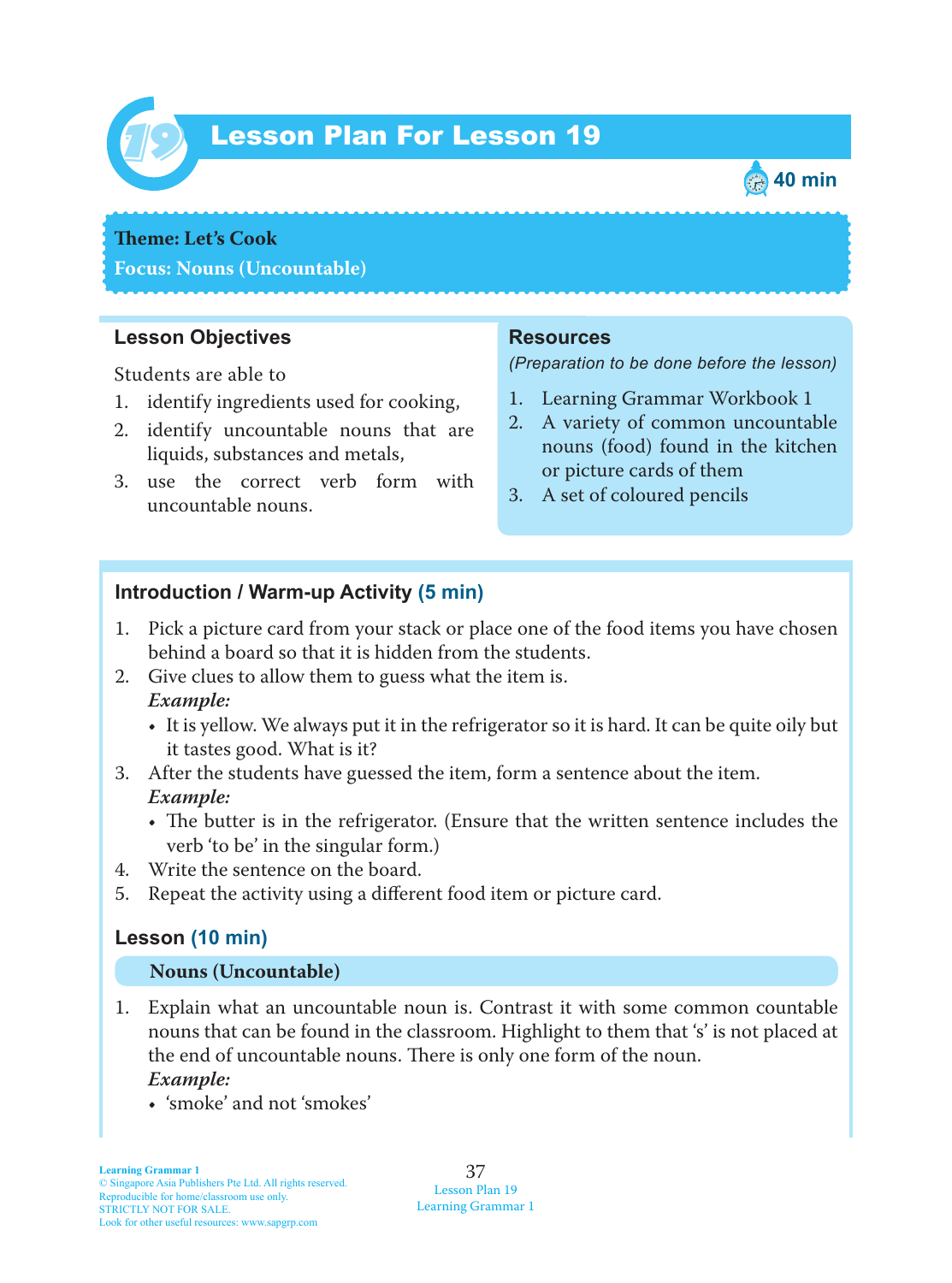# Lesson Plan For Lesson 19

40 min

**Theme: Let's Cook**

**Focus: Nouns (Uncountable)**

## Lesson Objectives

Students are able to

1. identify ingredients used for cooking,
2. identify uncountable nouns that are liquids, substances and metals,
3. use the correct verb form with uncountable nouns.

## Resources

*(Preparation to be done before the lesson)*

1. Learning Grammar Workbook 1
2. A variety of common uncountable nouns (food) found in the kitchen or picture cards of them
3. A set of coloured pencils

## Introduction / Warm-up Activity (5 min)

1. Pick a picture card from your stack or place one of the food items you have chosen behind a board so that it is hidden from the students.
2. Give clues to allow them to guess what the item is.

   ***Example:***
   - It is yellow. We always put it in the refrigerator so it is hard. It can be quite oily but it tastes good. What is it?
3. After the students have guessed the item, form a sentence about the item.

   ***Example:***
   - The butter is in the refrigerator. (Ensure that the written sentence includes the verb 'to be' in the singular form.)
4. Write the sentence on the board.
5. Repeat the activity using a different food item or picture card.

## Lesson (10 min)

### Nouns (Uncountable)

1. Explain what an uncountable noun is. Contrast it with some common countable nouns that can be found in the classroom. Highlight to them that 's' is not placed at the end of uncountable nouns. There is only one form of the noun.

   ***Example:***
   - 'smoke' and not 'smokes'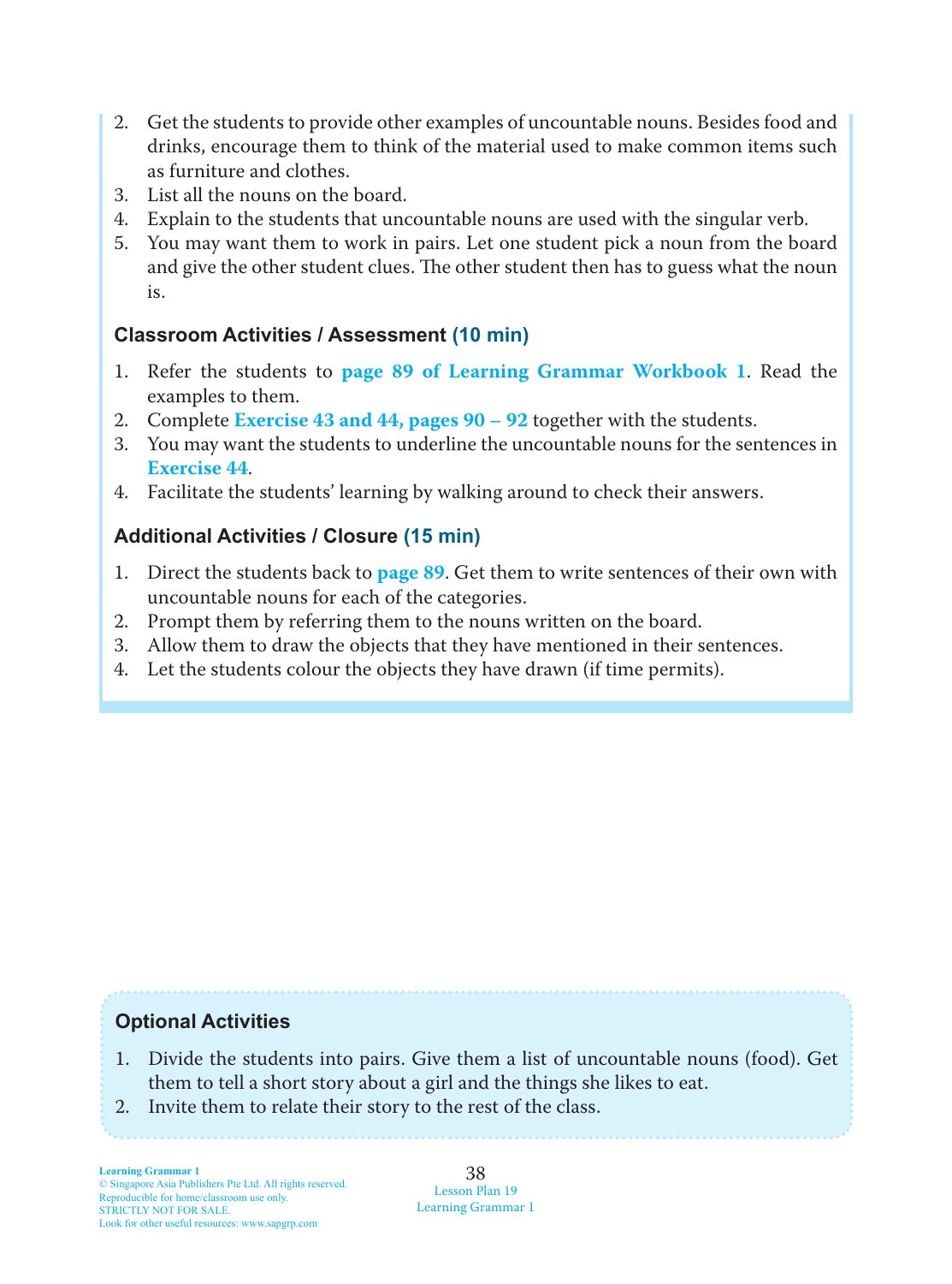2. Get the students to provide other examples of uncountable nouns. Besides food and drinks, encourage them to think of the material used to make common items such as furniture and clothes.
3. List all the nouns on the board.
4. Explain to the students that uncountable nouns are used with the singular verb.
5. You may want them to work in pairs. Let one student pick a noun from the board and give the other student clues. The other student then has to guess what the noun is.

### Classroom Activities / Assessment (10 min)

1. Refer the students to **page 89 of Learning Grammar Workbook 1**. Read the examples to them.
2. Complete **Exercise 43 and 44, pages 90 – 92** together with the students.
3. You may want the students to underline the uncountable nouns for the sentences in **Exercise 44**.
4. Facilitate the students' learning by walking around to check their answers.

### Additional Activities / Closure (15 min)

1. Direct the students back to **page 89**. Get them to write sentences of their own with uncountable nouns for each of the categories.
2. Prompt them by referring them to the nouns written on the board.
3. Allow them to draw the objects that they have mentioned in their sentences.
4. Let the students colour the objects they have drawn (if time permits).

### Optional Activities

1. Divide the students into pairs. Give them a list of uncountable nouns (food). Get them to tell a short story about a girl and the things she likes to eat.
2. Invite them to relate their story to the rest of the class.